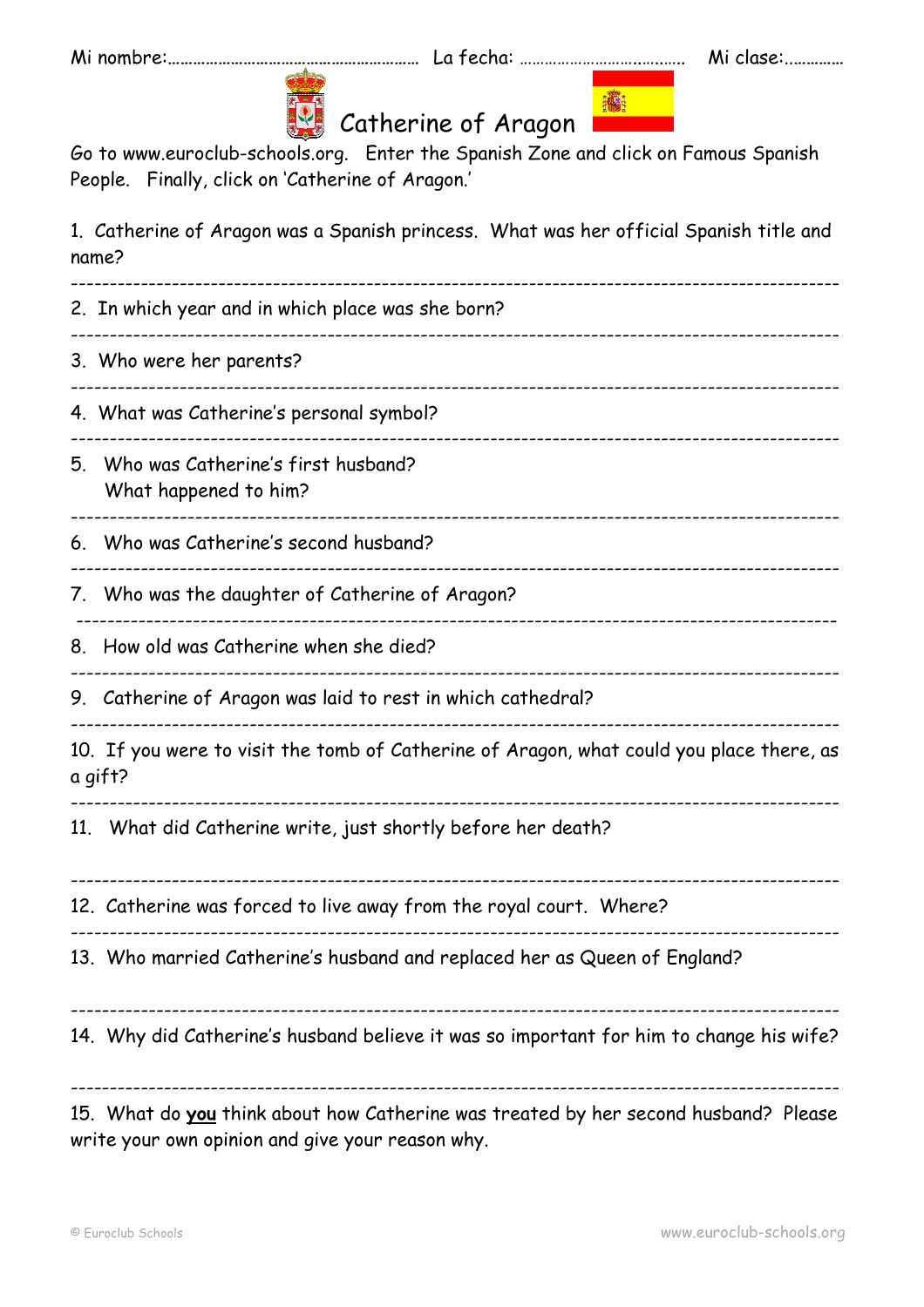Mi nombre:……………………………………………… La fecha: …………………….……… Mi clase:…………

# Catherine of Aragon

Go to www.euroclub-schools.org. Enter the Spanish Zone and click on Famous Spanish People. Finally, click on 'Catherine of Aragon.'

1. Catherine of Aragon was a Spanish princess. What was her official Spanish title and name?

---

2. In which year and in which place was she born?

---

3. Who were her parents?

---

4. What was Catherine's personal symbol?

---

5. Who was Catherine's first husband?
   What happened to him?

---

6. Who was Catherine's second husband?

---

7. Who was the daughter of Catherine of Aragon?

---

8. How old was Catherine when she died?

---

9. Catherine of Aragon was laid to rest in which cathedral?

---

10. If you were to visit the tomb of Catherine of Aragon, what could you place there, as a gift?

---

11. What did Catherine write, just shortly before her death?

---

12. Catherine was forced to live away from the royal court. Where?

---

13. Who married Catherine's husband and replaced her as Queen of England?

---

14. Why did Catherine's husband believe it was so important for him to change his wife?

---

15. What do **you** think about how Catherine was treated by her second husband? Please write your own opinion and give your reason why.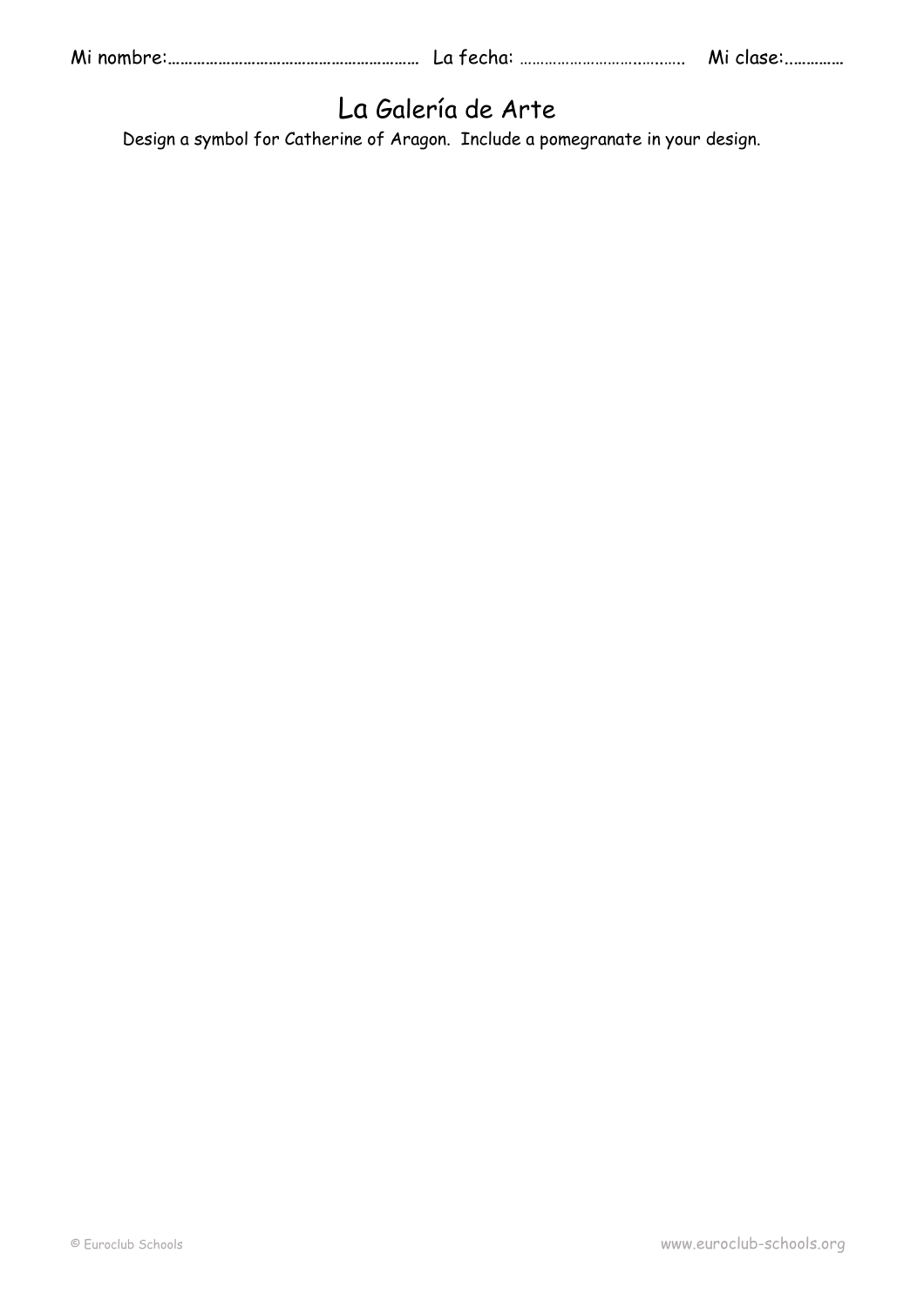Mi nombre:…………………………………………………… La fecha: ………………………….…….. Mi clase:…………

# La Galería de Arte

Design a symbol for Catherine of Aragon. Include a pomegranate in your design.

© Euroclub Schools www.euroclub-schools.org